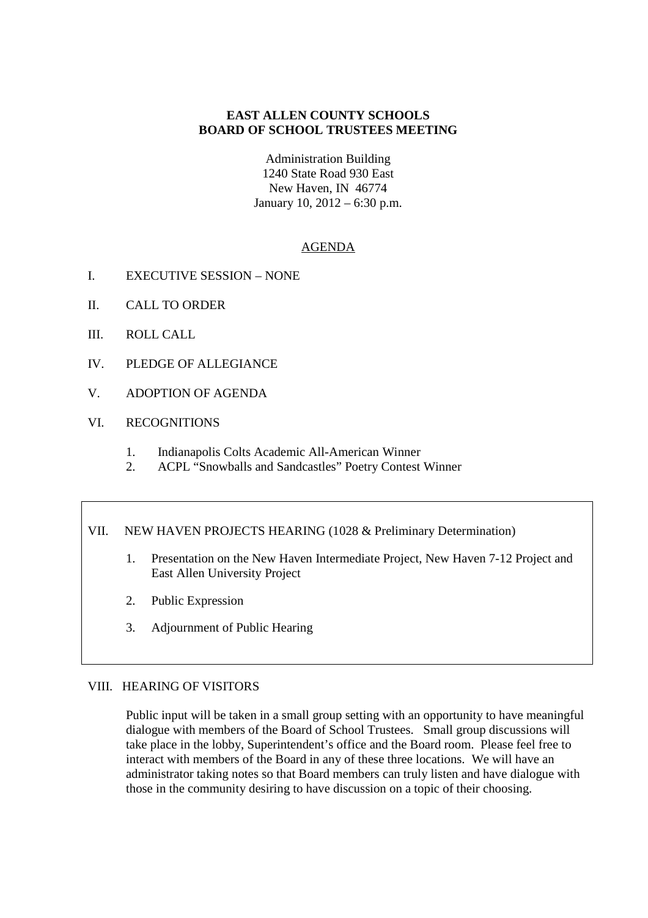**EAST ALLEN COUNTY SCHOOLS**
**BOARD OF SCHOOL TRUSTEES MEETING**

Administration Building
1240 State Road 930 East
New Haven, IN 46774
January 10, 2012 – 6:30 p.m.

## AGENDA

I. EXECUTIVE SESSION – NONE

II. CALL TO ORDER

III. ROLL CALL

IV. PLEDGE OF ALLEGIANCE

V. ADOPTION OF AGENDA

VI. RECOGNITIONS

1. Indianapolis Colts Academic All-American Winner
2. ACPL "Snowballs and Sandcastles" Poetry Contest Winner

VII. NEW HAVEN PROJECTS HEARING (1028 & Preliminary Determination)

1. Presentation on the New Haven Intermediate Project, New Haven 7-12 Project and East Allen University Project
2. Public Expression
3. Adjournment of Public Hearing

VIII. HEARING OF VISITORS

Public input will be taken in a small group setting with an opportunity to have meaningful dialogue with members of the Board of School Trustees. Small group discussions will take place in the lobby, Superintendent's office and the Board room. Please feel free to interact with members of the Board in any of these three locations. We will have an administrator taking notes so that Board members can truly listen and have dialogue with those in the community desiring to have discussion on a topic of their choosing.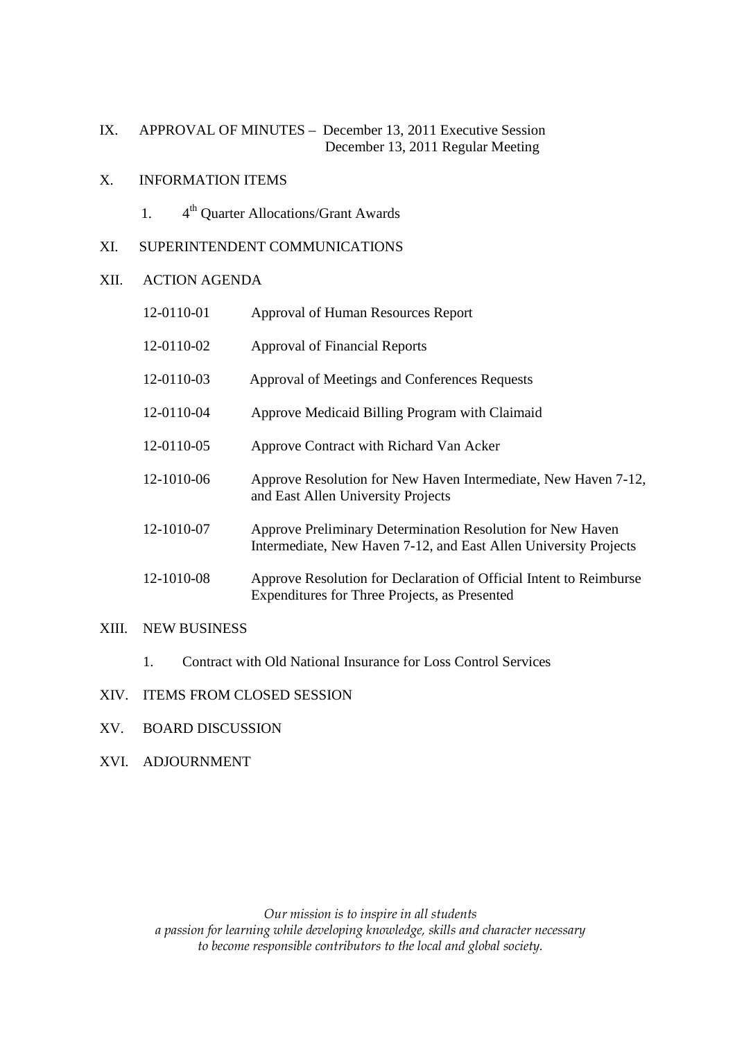IX. APPROVAL OF MINUTES – December 13, 2011 Executive Session
December 13, 2011 Regular Meeting

X. INFORMATION ITEMS

1. 4th Quarter Allocations/Grant Awards

XI. SUPERINTENDENT COMMUNICATIONS

XII. ACTION AGENDA

| | |
|---|---|
| 12-0110-01 | Approval of Human Resources Report |
| 12-0110-02 | Approval of Financial Reports |
| 12-0110-03 | Approval of Meetings and Conferences Requests |
| 12-0110-04 | Approve Medicaid Billing Program with Claimaid |
| 12-0110-05 | Approve Contract with Richard Van Acker |
| 12-1010-06 | Approve Resolution for New Haven Intermediate, New Haven 7-12, and East Allen University Projects |
| 12-1010-07 | Approve Preliminary Determination Resolution for New Haven Intermediate, New Haven 7-12, and East Allen University Projects |
| 12-1010-08 | Approve Resolution for Declaration of Official Intent to Reimburse Expenditures for Three Projects, as Presented |

XIII. NEW BUSINESS

1. Contract with Old National Insurance for Loss Control Services

XIV. ITEMS FROM CLOSED SESSION

XV. BOARD DISCUSSION

XVI. ADJOURNMENT

*Our mission is to inspire in all students*
*a passion for learning while developing knowledge, skills and character necessary*
*to become responsible contributors to the local and global society.*